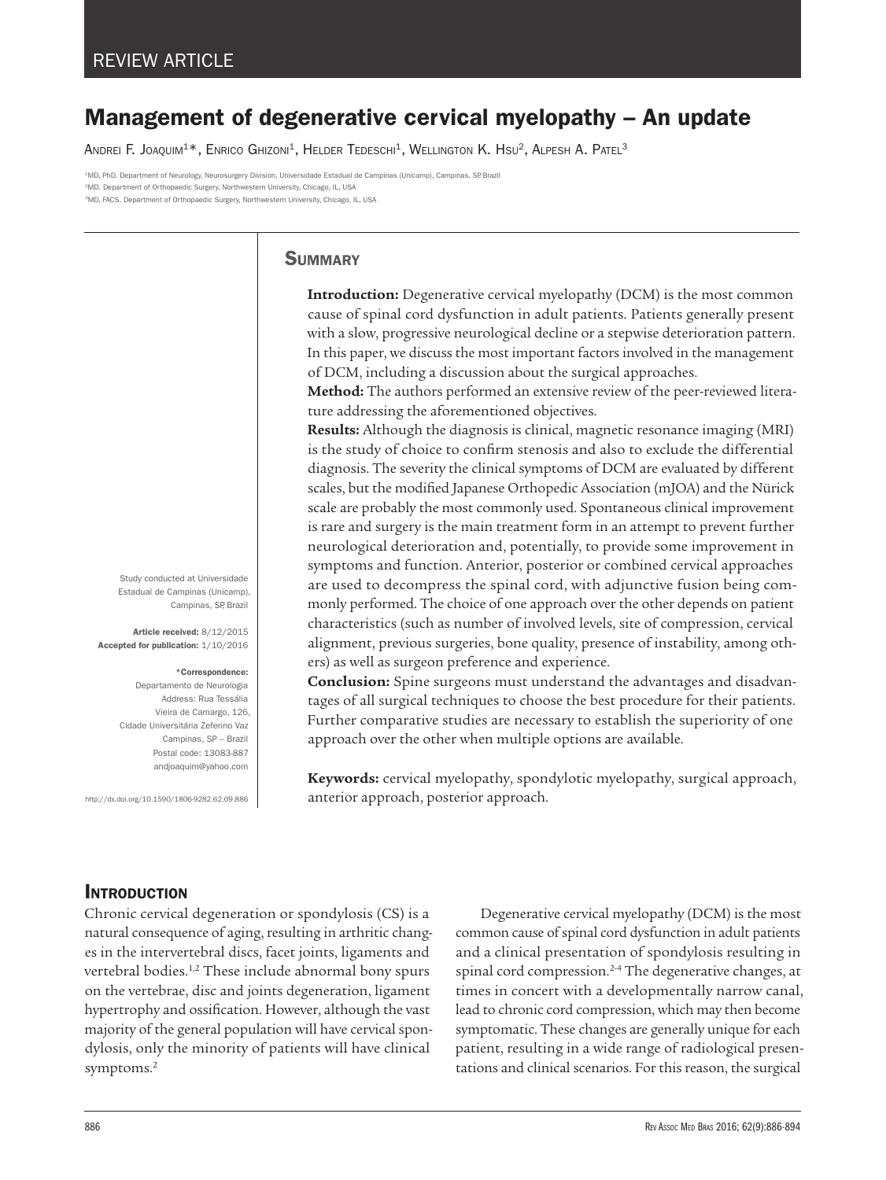REVIEW ARTICLE

# Management of degenerative cervical myelopathy – An update

Andrei F. Joaquim[1]*, Enrico Ghizoni[1], Helder Tedeschi[1], Wellington K. Hsu[2], Alpesh A. Patel[3]

[1]MD, PhD. Department of Neurology, Neurosurgery Division, Universidade Estadual de Campinas (Unicamp), Campinas, SP, Brazil
[2]MD. Department of Orthopaedic Surgery, Northwestern University, Chicago, IL, USA
[3]MD, FACS. Department of Orthopaedic Surgery, Northwestern University, Chicago, IL, USA

Study conducted at Universidade Estadual de Campinas (Unicamp), Campinas, SP, Brazil

**Article received:** 8/12/2015
**Accepted for publication:** 1/10/2016

**\*Correspondence:**
Departamento de Neurologia
Address: Rua Tessália Vieira de Camargo, 126, Cidade Universitária Zeferino Vaz
Campinas, SP – Brazil
Postal code: 13083-887
andjoaquim@yahoo.com

http://dx.doi.org/10.1590/1806-9282.62.09.886

## Summary

**Introduction:** Degenerative cervical myelopathy (DCM) is the most common cause of spinal cord dysfunction in adult patients. Patients generally present with a slow, progressive neurological decline or a stepwise deterioration pattern. In this paper, we discuss the most important factors involved in the management of DCM, including a discussion about the surgical approaches.

**Method:** The authors performed an extensive review of the peer-reviewed literature addressing the aforementioned objectives.

**Results:** Although the diagnosis is clinical, magnetic resonance imaging (MRI) is the study of choice to confirm stenosis and also to exclude the differential diagnosis. The severity the clinical symptoms of DCM are evaluated by different scales, but the modified Japanese Orthopedic Association (mJOA) and the Nürick scale are probably the most commonly used. Spontaneous clinical improvement is rare and surgery is the main treatment form in an attempt to prevent further neurological deterioration and, potentially, to provide some improvement in symptoms and function. Anterior, posterior or combined cervical approaches are used to decompress the spinal cord, with adjunctive fusion being commonly performed. The choice of one approach over the other depends on patient characteristics (such as number of involved levels, site of compression, cervical alignment, previous surgeries, bone quality, presence of instability, among others) as well as surgeon preference and experience.

**Conclusion:** Spine surgeons must understand the advantages and disadvantages of all surgical techniques to choose the best procedure for their patients. Further comparative studies are necessary to establish the superiority of one approach over the other when multiple options are available.

**Keywords:** cervical myelopathy, spondylotic myelopathy, surgical approach, anterior approach, posterior approach.

## Introduction

Chronic cervical degeneration or spondylosis (CS) is a natural consequence of aging, resulting in arthritic changes in the intervertebral discs, facet joints, ligaments and vertebral bodies.[1,2] These include abnormal bony spurs on the vertebrae, disc and joints degeneration, ligament hypertrophy and ossification. However, although the vast majority of the general population will have cervical spondylosis, only the minority of patients will have clinical symptoms.[2]

Degenerative cervical myelopathy (DCM) is the most common cause of spinal cord dysfunction in adult patients and a clinical presentation of spondylosis resulting in spinal cord compression.[2-4] The degenerative changes, at times in concert with a developmentally narrow canal, lead to chronic cord compression, which may then become symptomatic. These changes are generally unique for each patient, resulting in a wide range of radiological presentations and clinical scenarios. For this reason, the surgical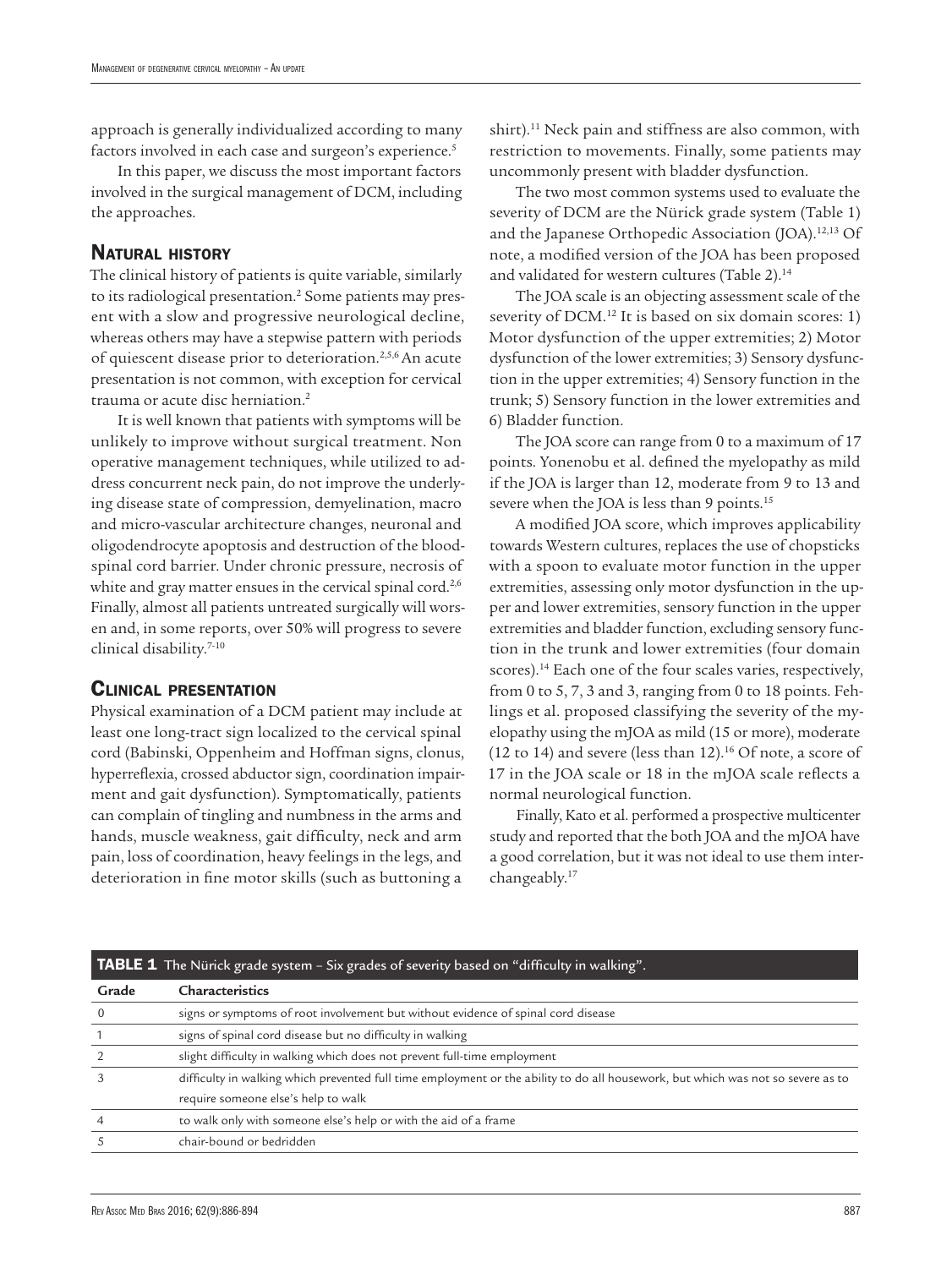approach is generally individualized according to many factors involved in each case and surgeon's experience.[5]

In this paper, we discuss the most important factors involved in the surgical management of DCM, including the approaches.

## Natural history

The clinical history of patients is quite variable, similarly to its radiological presentation.[2] Some patients may present with a slow and progressive neurological decline, whereas others may have a stepwise pattern with periods of quiescent disease prior to deterioration.[2,5,6] An acute presentation is not common, with exception for cervical trauma or acute disc herniation.[2]

It is well known that patients with symptoms will be unlikely to improve without surgical treatment. Non operative management techniques, while utilized to address concurrent neck pain, do not improve the underlying disease state of compression, demyelination, macro and micro-vascular architecture changes, neuronal and oligodendrocyte apoptosis and destruction of the blood-spinal cord barrier. Under chronic pressure, necrosis of white and gray matter ensues in the cervical spinal cord.[2,6] Finally, almost all patients untreated surgically will worsen and, in some reports, over 50% will progress to severe clinical disability.[7-10]

## Clinical presentation

Physical examination of a DCM patient may include at least one long-tract sign localized to the cervical spinal cord (Babinski, Oppenheim and Hoffman signs, clonus, hyperreflexia, crossed abductor sign, coordination impairment and gait dysfunction). Symptomatically, patients can complain of tingling and numbness in the arms and hands, muscle weakness, gait difficulty, neck and arm pain, loss of coordination, heavy feelings in the legs, and deterioration in fine motor skills (such as buttoning a shirt).[11] Neck pain and stiffness are also common, with restriction to movements. Finally, some patients may uncommonly present with bladder dysfunction.

The two most common systems used to evaluate the severity of DCM are the Nürick grade system (Table 1) and the Japanese Orthopedic Association (JOA).[12,13] Of note, a modified version of the JOA has been proposed and validated for western cultures (Table 2).[14]

The JOA scale is an objecting assessment scale of the severity of DCM.[12] It is based on six domain scores: 1) Motor dysfunction of the upper extremities; 2) Motor dysfunction of the lower extremities; 3) Sensory dysfunction in the upper extremities; 4) Sensory function in the trunk; 5) Sensory function in the lower extremities and 6) Bladder function.

The JOA score can range from 0 to a maximum of 17 points. Yonenobu et al. defined the myelopathy as mild if the JOA is larger than 12, moderate from 9 to 13 and severe when the JOA is less than 9 points.[15]

A modified JOA score, which improves applicability towards Western cultures, replaces the use of chopsticks with a spoon to evaluate motor function in the upper extremities, assessing only motor dysfunction in the upper and lower extremities, sensory function in the upper extremities and bladder function, excluding sensory function in the trunk and lower extremities (four domain scores).[14] Each one of the four scales varies, respectively, from 0 to 5, 7, 3 and 3, ranging from 0 to 18 points. Fehlings et al. proposed classifying the severity of the myelopathy using the mJOA as mild (15 or more), moderate (12 to 14) and severe (less than 12).[16] Of note, a score of 17 in the JOA scale or 18 in the mJOA scale reflects a normal neurological function.

Finally, Kato et al. performed a prospective multicenter study and reported that the both JOA and the mJOA have a good correlation, but it was not ideal to use them interchangeably.[17]

**TABLE 1** The Nürick grade system – Six grades of severity based on "difficulty in walking".

| Grade | Characteristics |
|---|---|
| 0 | signs or symptoms of root involvement but without evidence of spinal cord disease |
| 1 | signs of spinal cord disease but no difficulty in walking |
| 2 | slight difficulty in walking which does not prevent full-time employment |
| 3 | difficulty in walking which prevented full time employment or the ability to do all housework, but which was not so severe as to require someone else's help to walk |
| 4 | to walk only with someone else's help or with the aid of a frame |
| 5 | chair-bound or bedridden |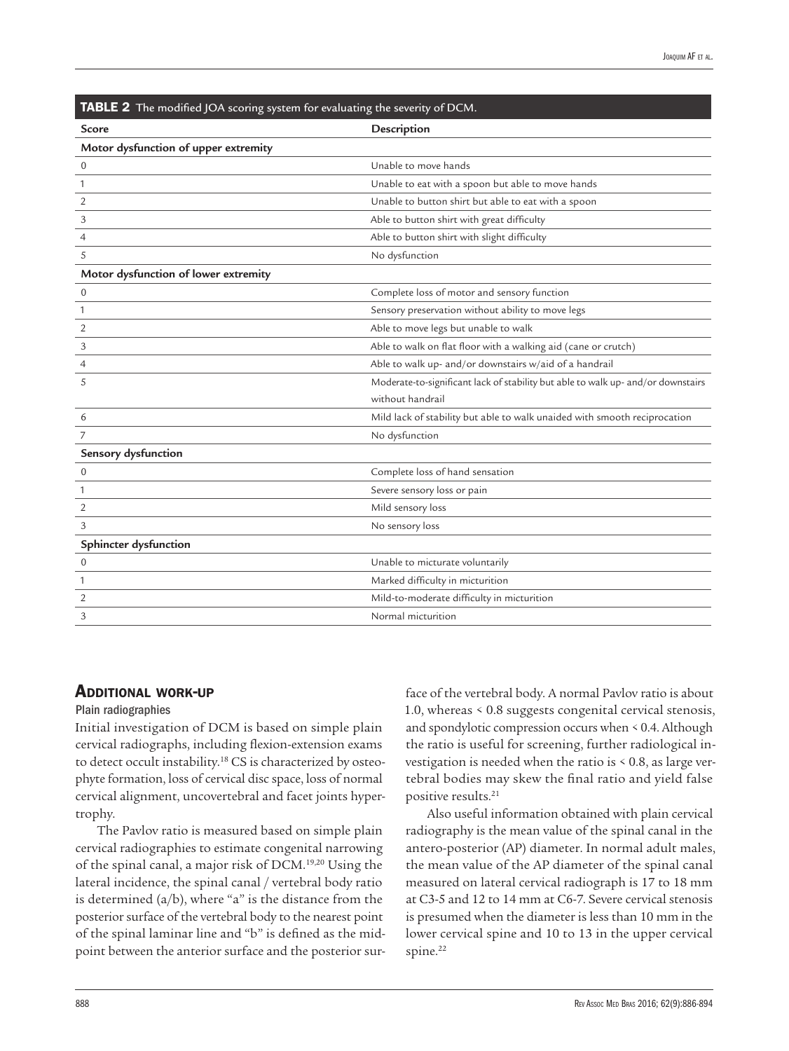**TABLE 2** The modified JOA scoring system for evaluating the severity of DCM.

| Score | Description |
|---|---|
| **Motor dysfunction of upper extremity** | |
| 0 | Unable to move hands |
| 1 | Unable to eat with a spoon but able to move hands |
| 2 | Unable to button shirt but able to eat with a spoon |
| 3 | Able to button shirt with great difficulty |
| 4 | Able to button shirt with slight difficulty |
| 5 | No dysfunction |
| **Motor dysfunction of lower extremity** | |
| 0 | Complete loss of motor and sensory function |
| 1 | Sensory preservation without ability to move legs |
| 2 | Able to move legs but unable to walk |
| 3 | Able to walk on flat floor with a walking aid (cane or crutch) |
| 4 | Able to walk up- and/or downstairs w/aid of a handrail |
| 5 | Moderate-to-significant lack of stability but able to walk up- and/or downstairs without handrail |
| 6 | Mild lack of stability but able to walk unaided with smooth reciprocation |
| 7 | No dysfunction |
| **Sensory dysfunction** | |
| 0 | Complete loss of hand sensation |
| 1 | Severe sensory loss or pain |
| 2 | Mild sensory loss |
| 3 | No sensory loss |
| **Sphincter dysfunction** | |
| 0 | Unable to micturate voluntarily |
| 1 | Marked difficulty in micturition |
| 2 | Mild-to-moderate difficulty in micturition |
| 3 | Normal micturition |

## Additional work-up

### Plain radiographies

Initial investigation of DCM is based on simple plain cervical radiographs, including flexion-extension exams to detect occult instability.[18] CS is characterized by osteophyte formation, loss of cervical disc space, loss of normal cervical alignment, uncovertebral and facet joints hypertrophy.

The Pavlov ratio is measured based on simple plain cervical radiographies to estimate congenital narrowing of the spinal canal, a major risk of DCM.[19,20] Using the lateral incidence, the spinal canal / vertebral body ratio is determined (a/b), where "a" is the distance from the posterior surface of the vertebral body to the nearest point of the spinal laminar line and "b" is defined as the midpoint between the anterior surface and the posterior surface of the vertebral body. A normal Pavlov ratio is about 1.0, whereas < 0.8 suggests congenital cervical stenosis, and spondylotic compression occurs when < 0.4. Although the ratio is useful for screening, further radiological investigation is needed when the ratio is < 0.8, as large vertebral bodies may skew the final ratio and yield false positive results.[21]

Also useful information obtained with plain cervical radiography is the mean value of the spinal canal in the antero-posterior (AP) diameter. In normal adult males, the mean value of the AP diameter of the spinal canal measured on lateral cervical radiograph is 17 to 18 mm at C3-5 and 12 to 14 mm at C6-7. Severe cervical stenosis is presumed when the diameter is less than 10 mm in the lower cervical spine and 10 to 13 in the upper cervical spine.[22]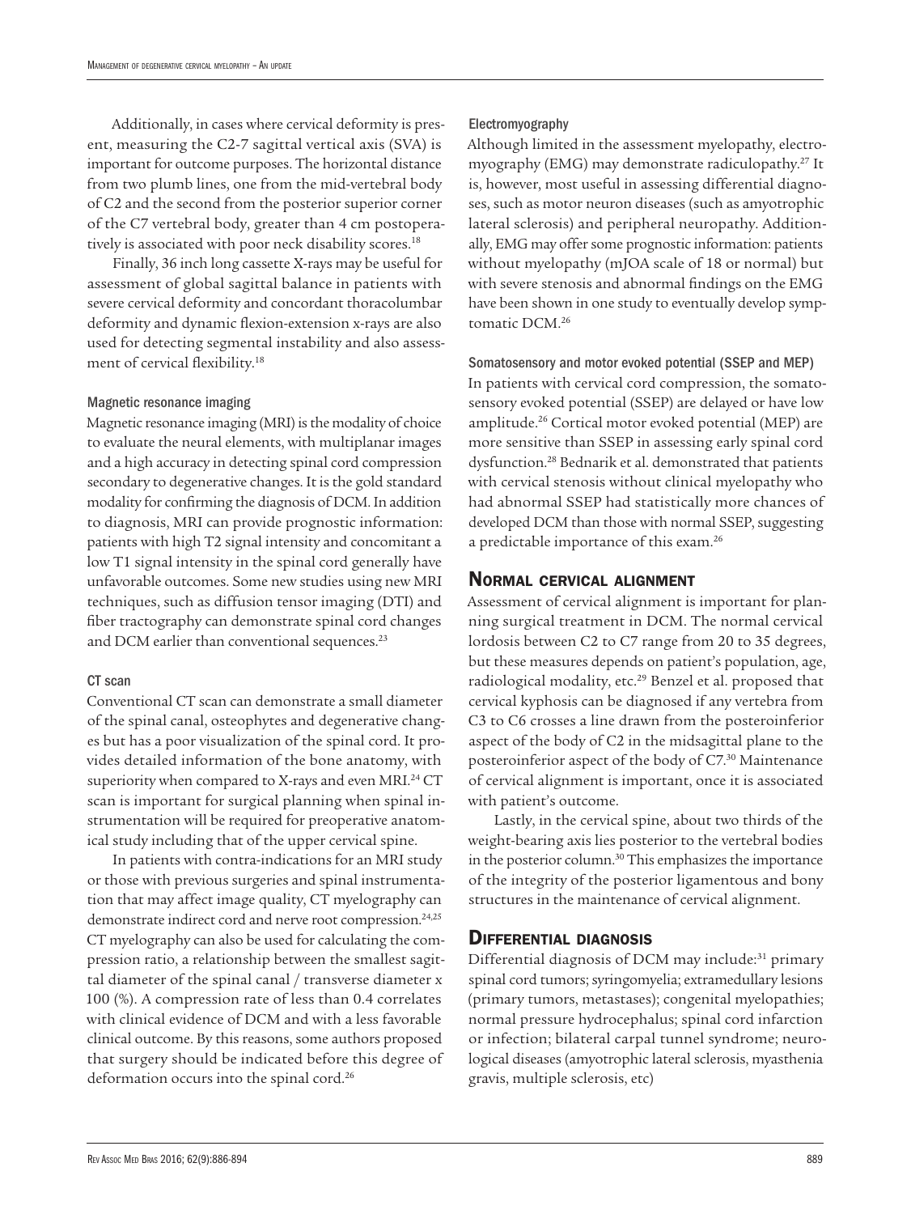Additionally, in cases where cervical deformity is present, measuring the C2-7 sagittal vertical axis (SVA) is important for outcome purposes. The horizontal distance from two plumb lines, one from the mid-vertebral body of C2 and the second from the posterior superior corner of the C7 vertebral body, greater than 4 cm postoperatively is associated with poor neck disability scores.[18]

Finally, 36 inch long cassette X-rays may be useful for assessment of global sagittal balance in patients with severe cervical deformity and concordant thoracolumbar deformity and dynamic flexion-extension x-rays are also used for detecting segmental instability and also assessment of cervical flexibility.[18]

### Magnetic resonance imaging

Magnetic resonance imaging (MRI) is the modality of choice to evaluate the neural elements, with multiplanar images and a high accuracy in detecting spinal cord compression secondary to degenerative changes. It is the gold standard modality for confirming the diagnosis of DCM. In addition to diagnosis, MRI can provide prognostic information: patients with high T2 signal intensity and concomitant a low T1 signal intensity in the spinal cord generally have unfavorable outcomes. Some new studies using new MRI techniques, such as diffusion tensor imaging (DTI) and fiber tractography can demonstrate spinal cord changes and DCM earlier than conventional sequences.[23]

### CT scan

Conventional CT scan can demonstrate a small diameter of the spinal canal, osteophytes and degenerative changes but has a poor visualization of the spinal cord. It provides detailed information of the bone anatomy, with superiority when compared to X-rays and even MRI.[24] CT scan is important for surgical planning when spinal instrumentation will be required for preoperative anatomical study including that of the upper cervical spine.

In patients with contra-indications for an MRI study or those with previous surgeries and spinal instrumentation that may affect image quality, CT myelography can demonstrate indirect cord and nerve root compression.[24,25] CT myelography can also be used for calculating the compression ratio, a relationship between the smallest sagittal diameter of the spinal canal / transverse diameter x 100 (%). A compression rate of less than 0.4 correlates with clinical evidence of DCM and with a less favorable clinical outcome. By this reasons, some authors proposed that surgery should be indicated before this degree of deformation occurs into the spinal cord.[26]

### Electromyography

Although limited in the assessment myelopathy, electromyography (EMG) may demonstrate radiculopathy.[27] It is, however, most useful in assessing differential diagnoses, such as motor neuron diseases (such as amyotrophic lateral sclerosis) and peripheral neuropathy. Additionally, EMG may offer some prognostic information: patients without myelopathy (mJOA scale of 18 or normal) but with severe stenosis and abnormal findings on the EMG have been shown in one study to eventually develop symptomatic DCM.[26]

### Somatosensory and motor evoked potential (SSEP and MEP)

In patients with cervical cord compression, the somatosensory evoked potential (SSEP) are delayed or have low amplitude.[26] Cortical motor evoked potential (MEP) are more sensitive than SSEP in assessing early spinal cord dysfunction.[28] Bednarik et al. demonstrated that patients with cervical stenosis without clinical myelopathy who had abnormal SSEP had statistically more chances of developed DCM than those with normal SSEP, suggesting a predictable importance of this exam.[26]

## Normal cervical alignment

Assessment of cervical alignment is important for planning surgical treatment in DCM. The normal cervical lordosis between C2 to C7 range from 20 to 35 degrees, but these measures depends on patient's population, age, radiological modality, etc.[29] Benzel et al. proposed that cervical kyphosis can be diagnosed if any vertebra from C3 to C6 crosses a line drawn from the posteroinferior aspect of the body of C2 in the midsagittal plane to the posteroinferior aspect of the body of C7.[30] Maintenance of cervical alignment is important, once it is associated with patient's outcome.

Lastly, in the cervical spine, about two thirds of the weight-bearing axis lies posterior to the vertebral bodies in the posterior column.[30] This emphasizes the importance of the integrity of the posterior ligamentous and bony structures in the maintenance of cervical alignment.

## Differential diagnosis

Differential diagnosis of DCM may include:[31] primary spinal cord tumors; syringomyelia; extramedullary lesions (primary tumors, metastases); congenital myelopathies; normal pressure hydrocephalus; spinal cord infarction or infection; bilateral carpal tunnel syndrome; neurological diseases (amyotrophic lateral sclerosis, myasthenia gravis, multiple sclerosis, etc)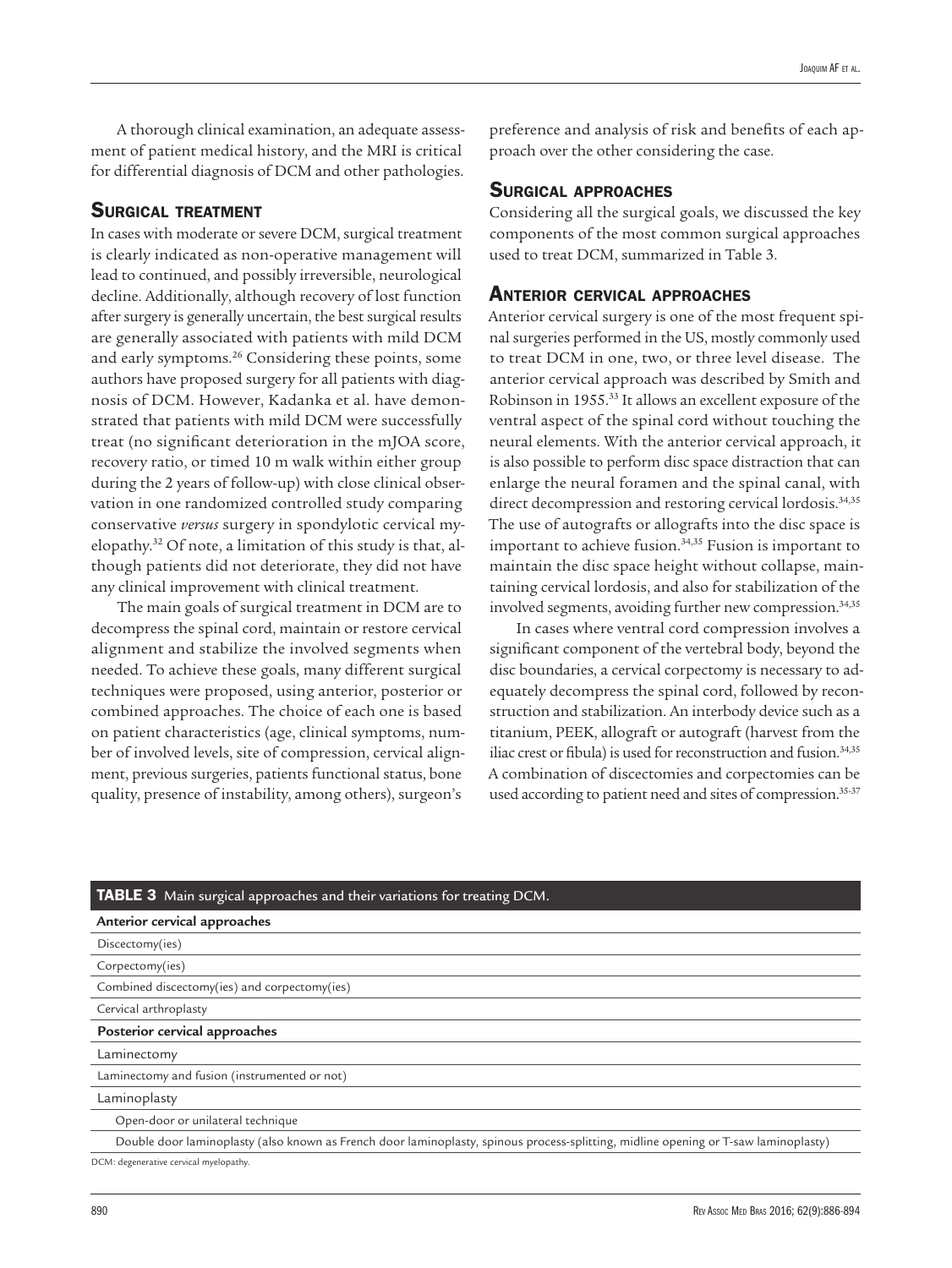A thorough clinical examination, an adequate assessment of patient medical history, and the MRI is critical for differential diagnosis of DCM and other pathologies.

## Surgical treatment

In cases with moderate or severe DCM, surgical treatment is clearly indicated as non-operative management will lead to continued, and possibly irreversible, neurological decline. Additionally, although recovery of lost function after surgery is generally uncertain, the best surgical results are generally associated with patients with mild DCM and early symptoms.[26] Considering these points, some authors have proposed surgery for all patients with diagnosis of DCM. However, Kadanka et al. have demonstrated that patients with mild DCM were successfully treat (no significant deterioration in the mJOA score, recovery ratio, or timed 10 m walk within either group during the 2 years of follow-up) with close clinical observation in one randomized controlled study comparing conservative *versus* surgery in spondylotic cervical myelopathy.[32] Of note, a limitation of this study is that, although patients did not deteriorate, they did not have any clinical improvement with clinical treatment.

The main goals of surgical treatment in DCM are to decompress the spinal cord, maintain or restore cervical alignment and stabilize the involved segments when needed. To achieve these goals, many different surgical techniques were proposed, using anterior, posterior or combined approaches. The choice of each one is based on patient characteristics (age, clinical symptoms, number of involved levels, site of compression, cervical alignment, previous surgeries, patients functional status, bone quality, presence of instability, among others), surgeon's preference and analysis of risk and benefits of each approach over the other considering the case.

## Surgical approaches

Considering all the surgical goals, we discussed the key components of the most common surgical approaches used to treat DCM, summarized in Table 3.

## Anterior cervical approaches

Anterior cervical surgery is one of the most frequent spinal surgeries performed in the US, mostly commonly used to treat DCM in one, two, or three level disease. The anterior cervical approach was described by Smith and Robinson in 1955.[33] It allows an excellent exposure of the ventral aspect of the spinal cord without touching the neural elements. With the anterior cervical approach, it is also possible to perform disc space distraction that can enlarge the neural foramen and the spinal canal, with direct decompression and restoring cervical lordosis.[34,35] The use of autografts or allografts into the disc space is important to achieve fusion.[34,35] Fusion is important to maintain the disc space height without collapse, maintaining cervical lordosis, and also for stabilization of the involved segments, avoiding further new compression.[34,35]

In cases where ventral cord compression involves a significant component of the vertebral body, beyond the disc boundaries, a cervical corpectomy is necessary to adequately decompress the spinal cord, followed by reconstruction and stabilization. An interbody device such as a titanium, PEEK, allograft or autograft (harvest from the iliac crest or fibula) is used for reconstruction and fusion.[34,35] A combination of discectomies and corpectomies can be used according to patient need and sites of compression.[35-37]

**TABLE 3** Main surgical approaches and their variations for treating DCM.

| |
|---|
| **Anterior cervical approaches** |
| Discectomy(ies) |
| Corpectomy(ies) |
| Combined discectomy(ies) and corpectomy(ies) |
| Cervical arthroplasty |
| **Posterior cervical approaches** |
| Laminectomy |
| Laminectomy and fusion (instrumented or not) |
| Laminoplasty |
| Open-door or unilateral technique |
| Double door laminoplasty (also known as French door laminoplasty, spinous process-splitting, midline opening or T-saw laminoplasty) |

DCM: degenerative cervical myelopathy.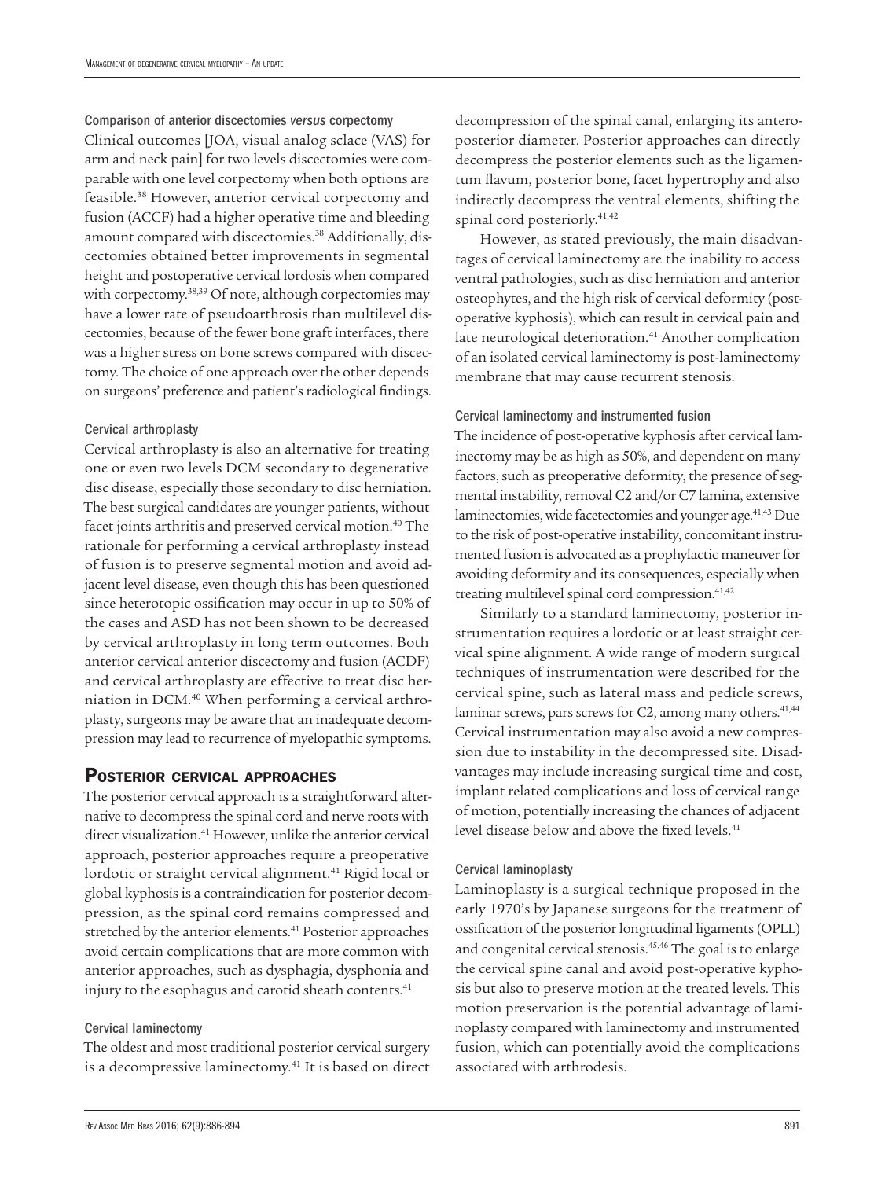### Comparison of anterior discectomies *versus* corpectomy

Clinical outcomes [JOA, visual analog sclace (VAS) for arm and neck pain] for two levels discectomies were comparable with one level corpectomy when both options are feasible.[38] However, anterior cervical corpectomy and fusion (ACCF) had a higher operative time and bleeding amount compared with discectomies.[38] Additionally, discectomies obtained better improvements in segmental height and postoperative cervical lordosis when compared with corpectomy.[38,39] Of note, although corpectomies may have a lower rate of pseudoarthrosis than multilevel discectomies, because of the fewer bone graft interfaces, there was a higher stress on bone screws compared with discectomy. The choice of one approach over the other depends on surgeons' preference and patient's radiological findings.

### Cervical arthroplasty

Cervical arthroplasty is also an alternative for treating one or even two levels DCM secondary to degenerative disc disease, especially those secondary to disc herniation. The best surgical candidates are younger patients, without facet joints arthritis and preserved cervical motion.[40] The rationale for performing a cervical arthroplasty instead of fusion is to preserve segmental motion and avoid adjacent level disease, even though this has been questioned since heterotopic ossification may occur in up to 50% of the cases and ASD has not been shown to be decreased by cervical arthroplasty in long term outcomes. Both anterior cervical anterior discectomy and fusion (ACDF) and cervical arthroplasty are effective to treat disc herniation in DCM.[40] When performing a cervical arthroplasty, surgeons may be aware that an inadequate decompression may lead to recurrence of myelopathic symptoms.

## Posterior cervical approaches

The posterior cervical approach is a straightforward alternative to decompress the spinal cord and nerve roots with direct visualization.[41] However, unlike the anterior cervical approach, posterior approaches require a preoperative lordotic or straight cervical alignment.[41] Rigid local or global kyphosis is a contraindication for posterior decompression, as the spinal cord remains compressed and stretched by the anterior elements.[41] Posterior approaches avoid certain complications that are more common with anterior approaches, such as dysphagia, dysphonia and injury to the esophagus and carotid sheath contents.[41]

### Cervical laminectomy

The oldest and most traditional posterior cervical surgery is a decompressive laminectomy.[41] It is based on direct decompression of the spinal canal, enlarging its anteroposterior diameter. Posterior approaches can directly decompress the posterior elements such as the ligamentum flavum, posterior bone, facet hypertrophy and also indirectly decompress the ventral elements, shifting the spinal cord posteriorly.[41,42]

However, as stated previously, the main disadvantages of cervical laminectomy are the inability to access ventral pathologies, such as disc herniation and anterior osteophytes, and the high risk of cervical deformity (postoperative kyphosis), which can result in cervical pain and late neurological deterioration.[41] Another complication of an isolated cervical laminectomy is post-laminectomy membrane that may cause recurrent stenosis.

### Cervical laminectomy and instrumented fusion

The incidence of post-operative kyphosis after cervical laminectomy may be as high as 50%, and dependent on many factors, such as preoperative deformity, the presence of segmental instability, removal C2 and/or C7 lamina, extensive laminectomies, wide facetectomies and younger age.[41,43] Due to the risk of post-operative instability, concomitant instrumented fusion is advocated as a prophylactic maneuver for avoiding deformity and its consequences, especially when treating multilevel spinal cord compression.[41,42]

Similarly to a standard laminectomy, posterior instrumentation requires a lordotic or at least straight cervical spine alignment. A wide range of modern surgical techniques of instrumentation were described for the cervical spine, such as lateral mass and pedicle screws, laminar screws, pars screws for C2, among many others.[41,44] Cervical instrumentation may also avoid a new compression due to instability in the decompressed site. Disadvantages may include increasing surgical time and cost, implant related complications and loss of cervical range of motion, potentially increasing the chances of adjacent level disease below and above the fixed levels.[41]

### Cervical laminoplasty

Laminoplasty is a surgical technique proposed in the early 1970's by Japanese surgeons for the treatment of ossification of the posterior longitudinal ligaments (OPLL) and congenital cervical stenosis.[45,46] The goal is to enlarge the cervical spine canal and avoid post-operative kyphosis but also to preserve motion at the treated levels. This motion preservation is the potential advantage of laminoplasty compared with laminectomy and instrumented fusion, which can potentially avoid the complications associated with arthrodesis.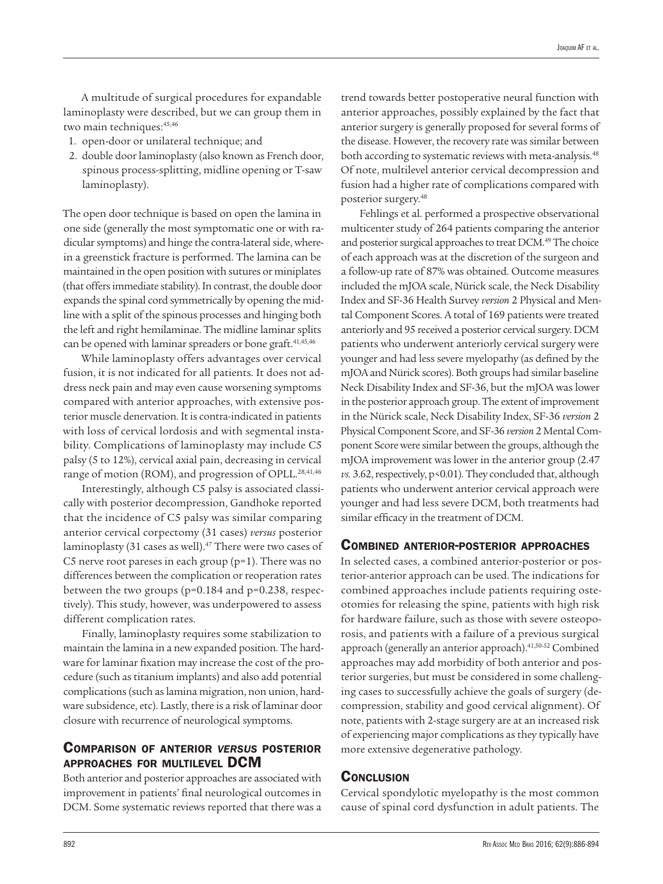A multitude of surgical procedures for expandable laminoplasty were described, but we can group them in two main techniques:[45,46]

1. open-door or unilateral technique; and
2. double door laminoplasty (also known as French door, spinous process-splitting, midline opening or T-saw laminoplasty).

The open door technique is based on open the lamina in one side (generally the most symptomatic one or with radicular symptoms) and hinge the contra-lateral side, wherein a greenstick fracture is performed. The lamina can be maintained in the open position with sutures or miniplates (that offers immediate stability). In contrast, the double door expands the spinal cord symmetrically by opening the midline with a split of the spinous processes and hinging both the left and right hemilaminae. The midline laminar splits can be opened with laminar spreaders or bone graft.[41,45,46]

While laminoplasty offers advantages over cervical fusion, it is not indicated for all patients. It does not address neck pain and may even cause worsening symptoms compared with anterior approaches, with extensive posterior muscle denervation. It is contra-indicated in patients with loss of cervical lordosis and with segmental instability. Complications of laminoplasty may include C5 palsy (5 to 12%), cervical axial pain, decreasing in cervical range of motion (ROM), and progression of OPLL.[28,41,46]

Interestingly, although C5 palsy is associated classically with posterior decompression, Gandhoke reported that the incidence of C5 palsy was similar comparing anterior cervical corpectomy (31 cases) *versus* posterior laminoplasty (31 cases as well).[47] There were two cases of C5 nerve root pareses in each group (p=1). There was no differences between the complication or reoperation rates between the two groups (p=0.184 and p=0.238, respectively). This study, however, was underpowered to assess different complication rates.

Finally, laminoplasty requires some stabilization to maintain the lamina in a new expanded position. The hardware for laminar fixation may increase the cost of the procedure (such as titanium implants) and also add potential complications (such as lamina migration, non union, hardware subsidence, etc). Lastly, there is a risk of laminar door closure with recurrence of neurological symptoms.

## Comparison of anterior *versus* posterior approaches for multilevel DCM

Both anterior and posterior approaches are associated with improvement in patients' final neurological outcomes in DCM. Some systematic reviews reported that there was a trend towards better postoperative neural function with anterior approaches, possibly explained by the fact that anterior surgery is generally proposed for several forms of the disease. However, the recovery rate was similar between both according to systematic reviews with meta-analysis.[48] Of note, multilevel anterior cervical decompression and fusion had a higher rate of complications compared with posterior surgery.[48]

Fehlings et al. performed a prospective observational multicenter study of 264 patients comparing the anterior and posterior surgical approaches to treat DCM.[49] The choice of each approach was at the discretion of the surgeon and a follow-up rate of 87% was obtained. Outcome measures included the mJOA scale, Nürick scale, the Neck Disability Index and SF-36 Health Survey *version* 2 Physical and Mental Component Scores. A total of 169 patients were treated anteriorly and 95 received a posterior cervical surgery. DCM patients who underwent anteriorly cervical surgery were younger and had less severe myelopathy (as defined by the mJOA and Nürick scores). Both groups had similar baseline Neck Disability Index and SF-36, but the mJOA was lower in the posterior approach group. The extent of improvement in the Nürick scale, Neck Disability Index, SF-36 *version* 2 Physical Component Score, and SF-36 *version* 2 Mental Component Score were similar between the groups, although the mJOA improvement was lower in the anterior group (2.47 *vs.* 3.62, respectively, p<0.01). They concluded that, although patients who underwent anterior cervical approach were younger and had less severe DCM, both treatments had similar efficacy in the treatment of DCM.

## Combined anterior-posterior approaches

In selected cases, a combined anterior-posterior or posterior-anterior approach can be used. The indications for combined approaches include patients requiring osteotomies for releasing the spine, patients with high risk for hardware failure, such as those with severe osteoporosis, and patients with a failure of a previous surgical approach (generally an anterior approach).[41,50-52] Combined approaches may add morbidity of both anterior and posterior surgeries, but must be considered in some challenging cases to successfully achieve the goals of surgery (decompression, stability and good cervical alignment). Of note, patients with 2-stage surgery are at an increased risk of experiencing major complications as they typically have more extensive degenerative pathology.

## Conclusion

Cervical spondylotic myelopathy is the most common cause of spinal cord dysfunction in adult patients. The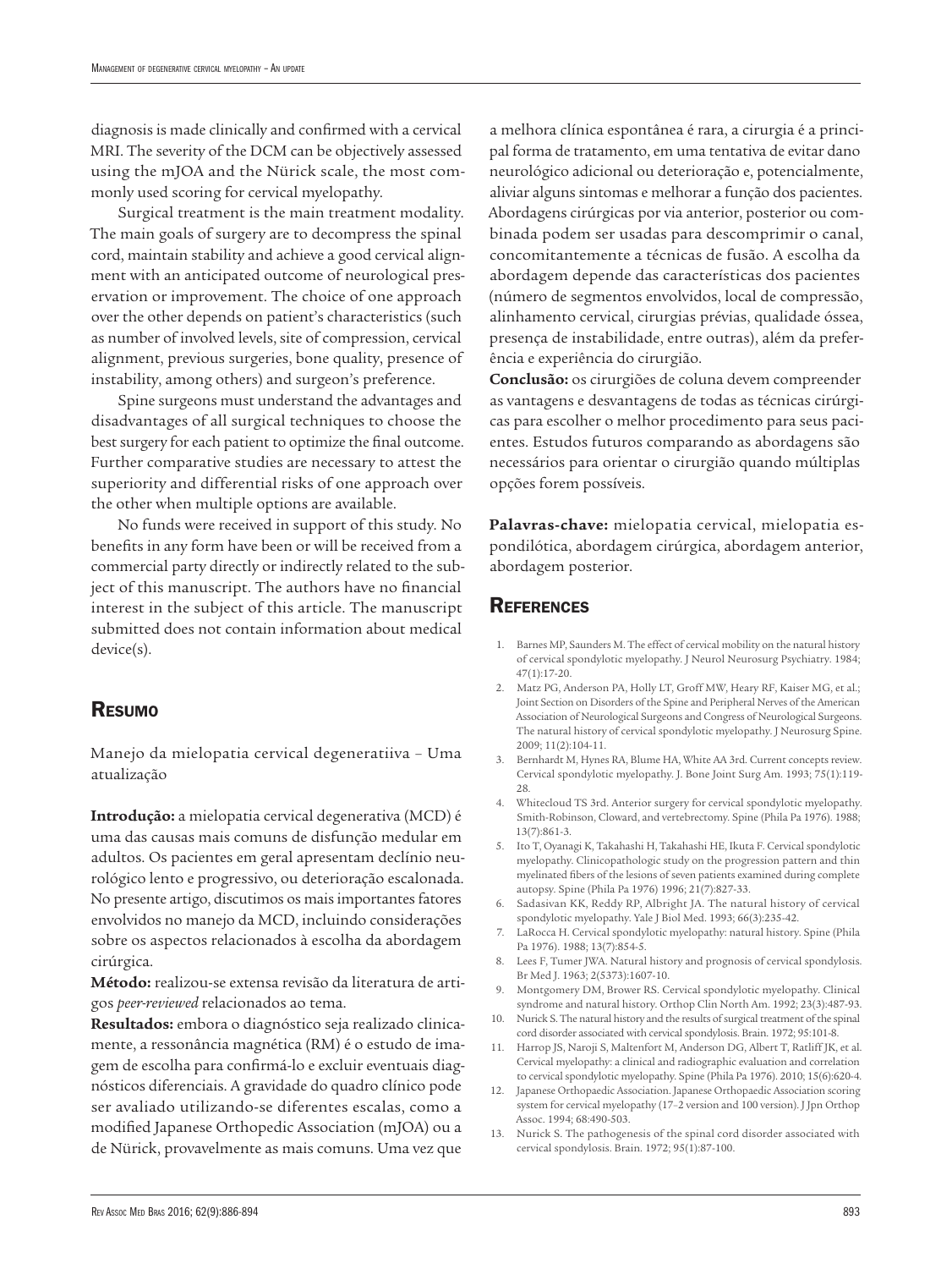diagnosis is made clinically and confirmed with a cervical MRI. The severity of the DCM can be objectively assessed using the mJOA and the Nürick scale, the most commonly used scoring for cervical myelopathy.

Surgical treatment is the main treatment modality. The main goals of surgery are to decompress the spinal cord, maintain stability and achieve a good cervical alignment with an anticipated outcome of neurological preservation or improvement. The choice of one approach over the other depends on patient's characteristics (such as number of involved levels, site of compression, cervical alignment, previous surgeries, bone quality, presence of instability, among others) and surgeon's preference.

Spine surgeons must understand the advantages and disadvantages of all surgical techniques to choose the best surgery for each patient to optimize the final outcome. Further comparative studies are necessary to attest the superiority and differential risks of one approach over the other when multiple options are available.

No funds were received in support of this study. No benefits in any form have been or will be received from a commercial party directly or indirectly related to the subject of this manuscript. The authors have no financial interest in the subject of this article. The manuscript submitted does not contain information about medical device(s).

## Resumo

Manejo da mielopatia cervical degeneratiiva – Uma atualização

**Introdução:** a mielopatia cervical degenerativa (MCD) é uma das causas mais comuns de disfunção medular em adultos. Os pacientes em geral apresentam declínio neurológico lento e progressivo, ou deterioração escalonada. No presente artigo, discutimos os mais importantes fatores envolvidos no manejo da MCD, incluindo considerações sobre os aspectos relacionados à escolha da abordagem cirúrgica.

**Método:** realizou-se extensa revisão da literatura de artigos *peer-reviewed* relacionados ao tema.

**Resultados:** embora o diagnóstico seja realizado clinicamente, a ressonância magnética (RM) é o estudo de imagem de escolha para confirmá-lo e excluir eventuais diagnósticos diferenciais. A gravidade do quadro clínico pode ser avaliado utilizando-se diferentes escalas, como a modified Japanese Orthopedic Association (mJOA) ou a de Nürick, provavelmente as mais comuns. Uma vez que a melhora clínica espontânea é rara, a cirurgia é a principal forma de tratamento, em uma tentativa de evitar dano neurológico adicional ou deterioração e, potencialmente, aliviar alguns sintomas e melhorar a função dos pacientes. Abordagens cirúrgicas por via anterior, posterior ou combinada podem ser usadas para descomprimir o canal, concomitantemente a técnicas de fusão. A escolha da abordagem depende das características dos pacientes (número de segmentos envolvidos, local de compressão, alinhamento cervical, cirurgias prévias, qualidade óssea, presença de instabilidade, entre outras), além da preferência e experiência do cirurgião.

**Conclusão:** os cirurgiões de coluna devem compreender as vantagens e desvantagens de todas as técnicas cirúrgicas para escolher o melhor procedimento para seus pacientes. Estudos futuros comparando as abordagens são necessários para orientar o cirurgião quando múltiplas opções forem possíveis.

**Palavras-chave:** mielopatia cervical, mielopatia espondilótica, abordagem cirúrgica, abordagem anterior, abordagem posterior.

## References

1. Barnes MP, Saunders M. The effect of cervical mobility on the natural history of cervical spondylotic myelopathy. J Neurol Neurosurg Psychiatry. 1984; 47(1):17-20.
2. Matz PG, Anderson PA, Holly LT, Groff MW, Heary RF, Kaiser MG, et al.; Joint Section on Disorders of the Spine and Peripheral Nerves of the American Association of Neurological Surgeons and Congress of Neurological Surgeons. The natural history of cervical spondylotic myelopathy. J Neurosurg Spine. 2009; 11(2):104-11.
3. Bernhardt M, Hynes RA, Blume HA, White AA 3rd. Current concepts review. Cervical spondylotic myelopathy. J. Bone Joint Surg Am. 1993; 75(1):119-28.
4. Whitecloud TS 3rd. Anterior surgery for cervical spondylotic myelopathy. Smith-Robinson, Cloward, and vertebrectomy. Spine (Phila Pa 1976). 1988; 13(7):861-3.
5. Ito T, Oyanagi K, Takahashi H, Takahashi HE, Ikuta F. Cervical spondylotic myelopathy. Clinicopathologic study on the progression pattern and thin myelinated fibers of the lesions of seven patients examined during complete autopsy. Spine (Phila Pa 1976) 1996; 21(7):827-33.
6. Sadasivan KK, Reddy RP, Albright JA. The natural history of cervical spondylotic myelopathy. Yale J Biol Med. 1993; 66(3):235-42.
7. LaRocca H. Cervical spondylotic myelopathy: natural history. Spine (Phila Pa 1976). 1988; 13(7):854-5.
8. Lees F, Turner JWA. Natural history and prognosis of cervical spondylosis. Br Med J. 1963; 2(5373):1607-10.
9. Montgomery DM, Brower RS. Cervical spondylotic myelopathy. Clinical syndrome and natural history. Orthop Clin North Am. 1992; 23(3):487-93.
10. Nurick S. The natural history and the results of surgical treatment of the spinal cord disorder associated with cervical spondylosis. Brain. 1972; 95:101-8.
11. Harrop JS, Naroji S, Maltenfort M, Anderson DG, Albert T, Ratliff JK, et al. Cervical myelopathy: a clinical and radiographic evaluation and correlation to cervical spondylotic myelopathy. Spine (Phila Pa 1976). 2010; 15(6):620-4.
12. Japanese Orthopaedic Association. Japanese Orthopaedic Association scoring system for cervical myelopathy (17–2 version and 100 version). J Jpn Orthop Assoc. 1994; 68:490-503.
13. Nurick S. The pathogenesis of the spinal cord disorder associated with cervical spondylosis. Brain. 1972; 95(1):87-100.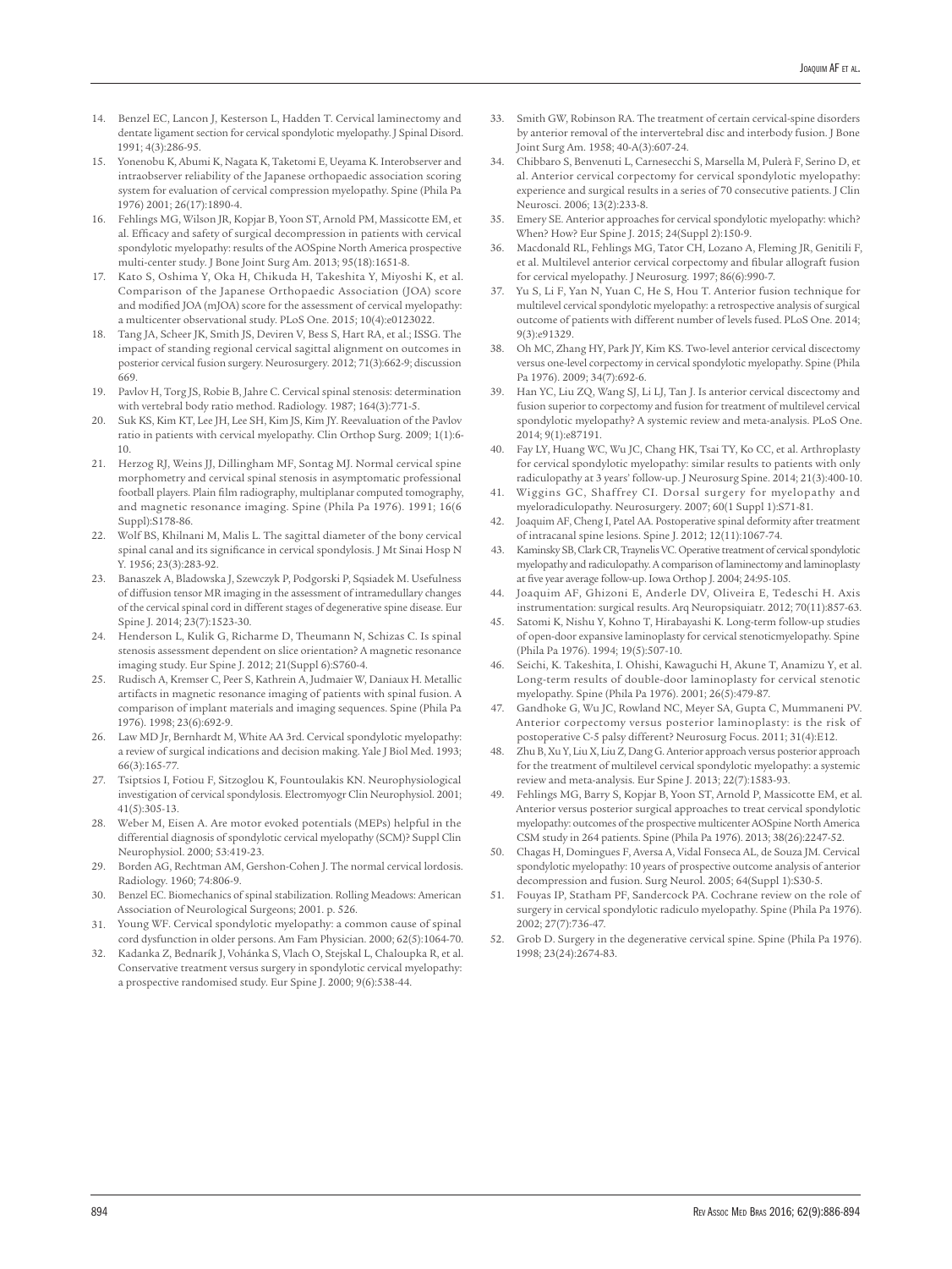14. Benzel EC, Lancon J, Kesterson L, Hadden T. Cervical laminectomy and dentate ligament section for cervical spondylotic myelopathy. J Spinal Disord. 1991; 4(3):286-95.
15. Yonenobu K, Abumi K, Nagata K, Taketomi E, Ueyama K. Interobserver and intraobserver reliability of the Japanese orthopaedic association scoring system for evaluation of cervical compression myelopathy. Spine (Phila Pa 1976) 2001; 26(17):1890-4.
16. Fehlings MG, Wilson JR, Kopjar B, Yoon ST, Arnold PM, Massicotte EM, et al. Efficacy and safety of surgical decompression in patients with cervical spondylotic myelopathy: results of the AOSpine North America prospective multi-center study. J Bone Joint Surg Am. 2013; 95(18):1651-8.
17. Kato S, Oshima Y, Oka H, Chikuda H, Takeshita Y, Miyoshi K, et al. Comparison of the Japanese Orthopaedic Association (JOA) score and modified JOA (mJOA) score for the assessment of cervical myelopathy: a multicenter observational study. PLoS One. 2015; 10(4):e0123022.
18. Tang JA, Scheer JK, Smith JS, Deviren V, Bess S, Hart RA, et al.; ISSG. The impact of standing regional cervical sagittal alignment on outcomes in posterior cervical fusion surgery. Neurosurgery. 2012; 71(3):662-9; discussion 669.
19. Pavlov H, Torg JS, Robie B, Jahre C. Cervical spinal stenosis: determination with vertebral body ratio method. Radiology. 1987; 164(3):771-5.
20. Suk KS, Kim KT, Lee JH, Lee SH, Kim JS, Kim JY. Reevaluation of the Pavlov ratio in patients with cervical myelopathy. Clin Orthop Surg. 2009; 1(1):6-10.
21. Herzog RJ, Weins JJ, Dillingham MF, Sontag MJ. Normal cervical spine morphometry and cervical spinal stenosis in asymptomatic professional football players. Plain film radiography, multiplanar computed tomography, and magnetic resonance imaging. Spine (Phila Pa 1976). 1991; 16(6 Suppl):S178-86.
22. Wolf BS, Khilnani M, Malis L. The sagittal diameter of the bony cervical spinal canal and its significance in cervical spondylosis. J Mt Sinai Hosp N Y. 1956; 23(3):283-92.
23. Banaszek A, Bladowska J, Szewczyk P, Podgorski P, Sqsiadek M. Usefulness of diffusion tensor MR imaging in the assessment of intramedullary changes of the cervical spinal cord in different stages of degenerative spine disease. Eur Spine J. 2014; 23(7):1523-30.
24. Henderson L, Kulik G, Richarme D, Theumann N, Schizas C. Is spinal stenosis assessment dependent on slice orientation? A magnetic resonance imaging study. Eur Spine J. 2012; 21(Suppl 6):S760-4.
25. Rudisch A, Kremser C, Peer S, Kathrein A, Judmaier W, Daniaux H. Metallic artifacts in magnetic resonance imaging of patients with spinal fusion. A comparison of implant materials and imaging sequences. Spine (Phila Pa 1976). 1998; 23(6):692-9.
26. Law MD Jr, Bernhardt M, White AA 3rd. Cervical spondylotic myelopathy: a review of surgical indications and decision making. Yale J Biol Med. 1993; 66(3):165-77.
27. Tsiptsios I, Fotiou F, Sitzoglou K, Fountoulakis KN. Neurophysiological investigation of cervical spondylosis. Electromyogr Clin Neurophysiol. 2001; 41(5):305-13.
28. Weber M, Eisen A. Are motor evoked potentials (MEPs) helpful in the differential diagnosis of spondylotic cervical myelopathy (SCM)? Suppl Clin Neurophysiol. 2000; 53:419-23.
29. Borden AG, Rechtman AM, Gershon-Cohen J. The normal cervical lordosis. Radiology. 1960; 74:806-9.
30. Benzel EC. Biomechanics of spinal stabilization. Rolling Meadows: American Association of Neurological Surgeons; 2001. p. 526.
31. Young WF. Cervical spondylotic myelopathy: a common cause of spinal cord dysfunction in older persons. Am Fam Physician. 2000; 62(5):1064-70.
32. Kadanka Z, Bednarík J, Vohánka S, Vlach O, Stejskal L, Chaloupka R, et al. Conservative treatment versus surgery in spondylotic cervical myelopathy: a prospective randomised study. Eur Spine J. 2000; 9(6):538-44.
33. Smith GW, Robinson RA. The treatment of certain cervical-spine disorders by anterior removal of the intervertebral disc and interbody fusion. J Bone Joint Surg Am. 1958; 40-A(3):607-24.
34. Chibbaro S, Benvenuti L, Carnesecchi S, Marsella M, Pulerà F, Serino D, et al. Anterior cervical corpectomy for cervical spondylotic myelopathy: experience and surgical results in a series of 70 consecutive patients. J Clin Neurosci. 2006; 13(2):233-8.
35. Emery SE. Anterior approaches for cervical spondylotic myelopathy: which? When? How? Eur Spine J. 2015; 24(Suppl 2):150-9.
36. Macdonald RL, Fehlings MG, Tator CH, Lozano A, Fleming JR, Genitili F, et al. Multilevel anterior cervical corpectomy and fibular allograft fusion for cervical myelopathy. J Neurosurg. 1997; 86(6):990-7.
37. Yu S, Li F, Yan N, Yuan C, He S, Hou T. Anterior fusion technique for multilevel cervical spondylotic myelopathy: a retrospective analysis of surgical outcome of patients with different number of levels fused. PLoS One. 2014; 9(3):e91329.
38. Oh MC, Zhang HY, Park JY, Kim KS. Two-level anterior cervical discectomy versus one-level corpectomy in cervical spondylotic myelopathy. Spine (Phila Pa 1976). 2009; 34(7):692-6.
39. Han YC, Liu ZQ, Wang SJ, Li LJ, Tan J. Is anterior cervical discectomy and fusion superior to corpectomy and fusion for treatment of multilevel cervical spondylotic myelopathy? A systemic review and meta-analysis. PLoS One. 2014; 9(1):e87191.
40. Fay LY, Huang WC, Wu JC, Chang HK, Tsai TY, Ko CC, et al. Arthroplasty for cervical spondylotic myelopathy: similar results to patients with only radiculopathy at 3 years' follow-up. J Neurosurg Spine. 2014; 21(3):400-10.
41. Wiggins GC, Shaffrey CI. Dorsal surgery for myelopathy and myeloradiculopathy. Neurosurgery. 2007; 60(1 Suppl 1):S71-81.
42. Joaquim AF, Cheng I, Patel AA. Postoperative spinal deformity after treatment of intracanal spine lesions. Spine J. 2012; 12(11):1067-74.
43. Kaminsky SB, Clark CR, Traynelis VC. Operative treatment of cervical spondylotic myelopathy and radiculopathy. A comparison of laminectomy and laminoplasty at five year average follow-up. Iowa Orthop J. 2004; 24:95-105.
44. Joaquim AF, Ghizoni E, Anderle DV, Oliveira E, Tedeschi H. Axis instrumentation: surgical results. Arq Neuropsiquiatr. 2012; 70(11):857-63.
45. Satomi K, Nishu Y, Kohno T, Hirabayashi K. Long-term follow-up studies of open-door expansive laminoplasty for cervical stenoticmyelopathy. Spine (Phila Pa 1976). 1994; 19(5):507-10.
46. Seichi, K. Takeshita, I. Ohishi, Kawaguchi H, Akune T, Anamizu Y, et al. Long-term results of double-door laminoplasty for cervical stenotic myelopathy. Spine (Phila Pa 1976). 2001; 26(5):479-87.
47. Gandhoke G, Wu JC, Rowland NC, Meyer SA, Gupta C, Mummaneni PV. Anterior corpectomy versus posterior laminoplasty: is the risk of postoperative C-5 palsy different? Neurosurg Focus. 2011; 31(4):E12.
48. Zhu B, Xu Y, Liu X, Liu Z, Dang G. Anterior approach versus posterior approach for the treatment of multilevel cervical spondylotic myelopathy: a systemic review and meta-analysis. Eur Spine J. 2013; 22(7):1583-93.
49. Fehlings MG, Barry S, Kopjar B, Yoon ST, Arnold P, Massicotte EM, et al. Anterior versus posterior surgical approaches to treat cervical spondylotic myelopathy: outcomes of the prospective multicenter AOSpine North America CSM study in 264 patients. Spine (Phila Pa 1976). 2013; 38(26):2247-52.
50. Chagas H, Domingues F, Aversa A, Vidal Fonseca AL, de Souza JM. Cervical spondylotic myelopathy: 10 years of prospective outcome analysis of anterior decompression and fusion. Surg Neurol. 2005; 64(Suppl 1):S30-5.
51. Fouyas IP, Statham PF, Sandercock PA. Cochrane review on the role of surgery in cervical spondylotic radiculo myelopathy. Spine (Phila Pa 1976). 2002; 27(7):736-47.
52. Grob D. Surgery in the degenerative cervical spine. Spine (Phila Pa 1976). 1998; 23(24):2674-83.